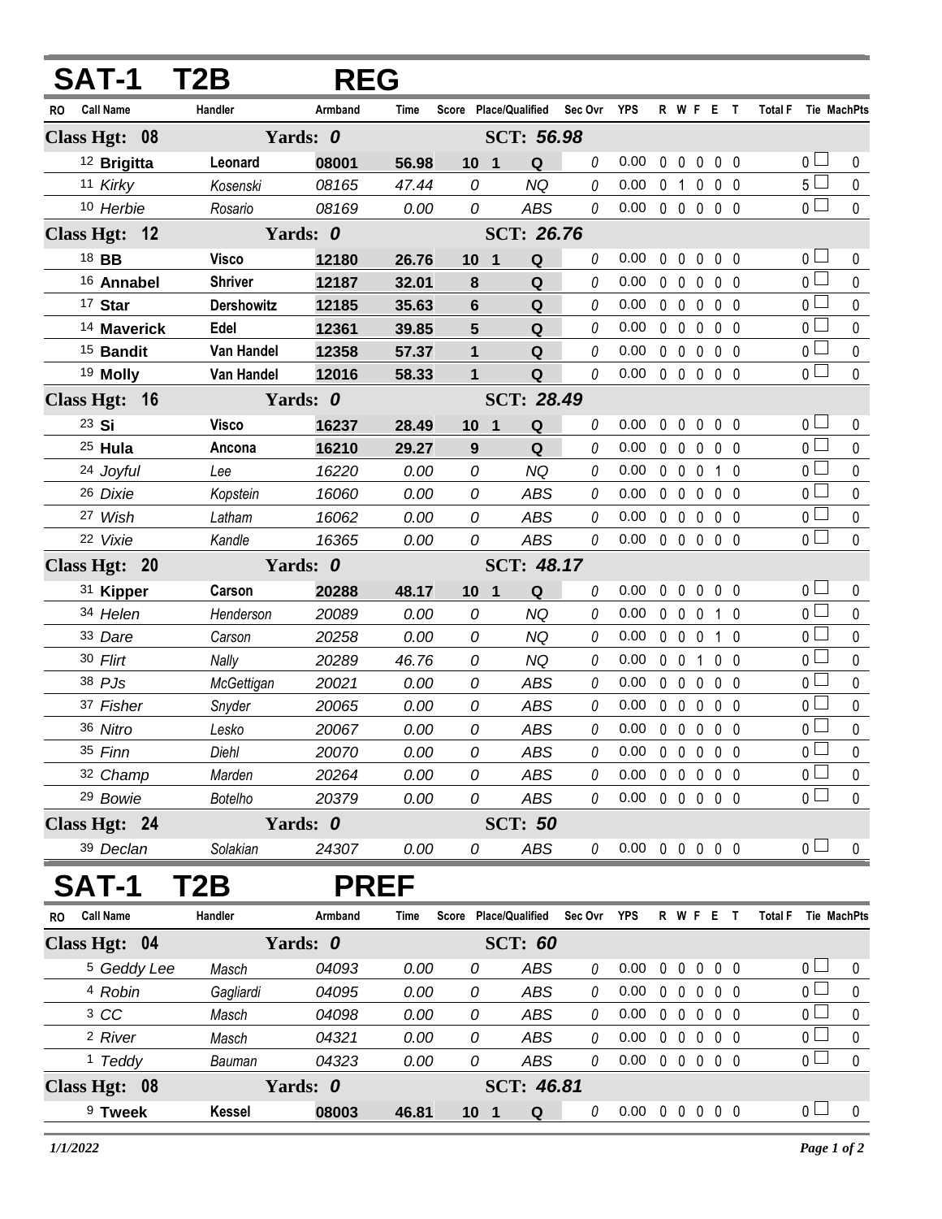# SAT-1 T2B REG

| RO | Call Name | Handler | Armband | Time | Score | Place/Qualified | | Sec Ovr | YPS | R | W | F | E | T | Total F | Tie | MachPts |
|---|---|---|---|---|---|---|---|---|---|---|---|---|---|---|---|---|---|
| **Class Hgt: 08** | | **Yards: 0** | | | | **SCT: 56.98** | | | | | | | | | | | |
| 12 | **Brigitta** | **Leonard** | **08001** | **56.98** | **10** | **1** | **Q** | 0 | 0.00 | 0 | 0 | 0 | 0 | 0 | | 0 | 0 |
| 11 | *Kirky* | *Kosenski* | *08165* | *47.44* | *0* | | *NQ* | 0 | 0.00 | 0 | 1 | 0 | 0 | 0 | | 5 | 0 |
| 10 | *Herbie* | *Rosario* | *08169* | *0.00* | *0* | | *ABS* | 0 | 0.00 | 0 | 0 | 0 | 0 | 0 | | 0 | 0 |
| **Class Hgt: 12** | | **Yards: 0** | | | | **SCT: 26.76** | | | | | | | | | | | |
| 18 | **BB** | **Visco** | **12180** | **26.76** | **10** | **1** | **Q** | 0 | 0.00 | 0 | 0 | 0 | 0 | 0 | | 0 | 0 |
| 16 | **Annabel** | **Shriver** | **12187** | **32.01** | **8** | | **Q** | 0 | 0.00 | 0 | 0 | 0 | 0 | 0 | | 0 | 0 |
| 17 | **Star** | **Dershowitz** | **12185** | **35.63** | **6** | | **Q** | 0 | 0.00 | 0 | 0 | 0 | 0 | 0 | | 0 | 0 |
| 14 | **Maverick** | **Edel** | **12361** | **39.85** | **5** | | **Q** | 0 | 0.00 | 0 | 0 | 0 | 0 | 0 | | 0 | 0 |
| 15 | **Bandit** | **Van Handel** | **12358** | **57.37** | **1** | | **Q** | 0 | 0.00 | 0 | 0 | 0 | 0 | 0 | | 0 | 0 |
| 19 | **Molly** | **Van Handel** | **12016** | **58.33** | **1** | | **Q** | 0 | 0.00 | 0 | 0 | 0 | 0 | 0 | | 0 | 0 |
| **Class Hgt: 16** | | **Yards: 0** | | | | **SCT: 28.49** | | | | | | | | | | | |
| 23 | **Si** | **Visco** | **16237** | **28.49** | **10** | **1** | **Q** | 0 | 0.00 | 0 | 0 | 0 | 0 | 0 | | 0 | 0 |
| 25 | **Hula** | **Ancona** | **16210** | **29.27** | **9** | | **Q** | 0 | 0.00 | 0 | 0 | 0 | 0 | 0 | | 0 | 0 |
| 24 | *Joyful* | *Lee* | *16220* | *0.00* | *0* | | *NQ* | 0 | 0.00 | 0 | 0 | 0 | 1 | 0 | | 0 | 0 |
| 26 | *Dixie* | *Kopstein* | *16060* | *0.00* | *0* | | *ABS* | 0 | 0.00 | 0 | 0 | 0 | 0 | 0 | | 0 | 0 |
| 27 | *Wish* | *Latham* | *16062* | *0.00* | *0* | | *ABS* | 0 | 0.00 | 0 | 0 | 0 | 0 | 0 | | 0 | 0 |
| 22 | *Vixie* | *Kandle* | *16365* | *0.00* | *0* | | *ABS* | 0 | 0.00 | 0 | 0 | 0 | 0 | 0 | | 0 | 0 |
| **Class Hgt: 20** | | **Yards: 0** | | | | **SCT: 48.17** | | | | | | | | | | | |
| 31 | **Kipper** | **Carson** | **20288** | **48.17** | **10** | **1** | **Q** | 0 | 0.00 | 0 | 0 | 0 | 0 | 0 | | 0 | 0 |
| 34 | *Helen* | *Henderson* | *20089* | *0.00* | *0* | | *NQ* | 0 | 0.00 | 0 | 0 | 0 | 1 | 0 | | 0 | 0 |
| 33 | *Dare* | *Carson* | *20258* | *0.00* | *0* | | *NQ* | 0 | 0.00 | 0 | 0 | 0 | 1 | 0 | | 0 | 0 |
| 30 | *Flirt* | *Nally* | *20289* | *46.76* | *0* | | *NQ* | 0 | 0.00 | 0 | 0 | 1 | 0 | 0 | | 0 | 0 |
| 38 | *PJs* | *McGettigan* | *20021* | *0.00* | *0* | | *ABS* | 0 | 0.00 | 0 | 0 | 0 | 0 | 0 | | 0 | 0 |
| 37 | *Fisher* | *Snyder* | *20065* | *0.00* | *0* | | *ABS* | 0 | 0.00 | 0 | 0 | 0 | 0 | 0 | | 0 | 0 |
| 36 | *Nitro* | *Lesko* | *20067* | *0.00* | *0* | | *ABS* | 0 | 0.00 | 0 | 0 | 0 | 0 | 0 | | 0 | 0 |
| 35 | *Finn* | *Diehl* | *20070* | *0.00* | *0* | | *ABS* | 0 | 0.00 | 0 | 0 | 0 | 0 | 0 | | 0 | 0 |
| 32 | *Champ* | *Marden* | *20264* | *0.00* | *0* | | *ABS* | 0 | 0.00 | 0 | 0 | 0 | 0 | 0 | | 0 | 0 |
| 29 | *Bowie* | *Botelho* | *20379* | *0.00* | *0* | | *ABS* | 0 | 0.00 | 0 | 0 | 0 | 0 | 0 | | 0 | 0 |
| **Class Hgt: 24** | | **Yards: 0** | | | | **SCT: 50** | | | | | | | | | | | |
| 39 | *Declan* | *Solakian* | *24307* | *0.00* | *0* | | *ABS* | 0 | 0.00 | 0 | 0 | 0 | 0 | 0 | | 0 | 0 |

# SAT-1 T2B PREF

| RO | Call Name | Handler | Armband | Time | Score | Place/Qualified | | Sec Ovr | YPS | R | W | F | E | T | Total F | Tie | MachPts |
|---|---|---|---|---|---|---|---|---|---|---|---|---|---|---|---|---|---|
| **Class Hgt: 04** | | **Yards: 0** | | | | **SCT: 60** | | | | | | | | | | | |
| 5 | *Geddy Lee* | *Masch* | *04093* | *0.00* | *0* | | *ABS* | 0 | 0.00 | 0 | 0 | 0 | 0 | 0 | | 0 | 0 |
| 4 | *Robin* | *Gagliardi* | *04095* | *0.00* | *0* | | *ABS* | 0 | 0.00 | 0 | 0 | 0 | 0 | 0 | | 0 | 0 |
| 3 | *CC* | *Masch* | *04098* | *0.00* | *0* | | *ABS* | 0 | 0.00 | 0 | 0 | 0 | 0 | 0 | | 0 | 0 |
| 2 | *River* | *Masch* | *04321* | *0.00* | *0* | | *ABS* | 0 | 0.00 | 0 | 0 | 0 | 0 | 0 | | 0 | 0 |
| 1 | *Teddy* | *Bauman* | *04323* | *0.00* | *0* | | *ABS* | 0 | 0.00 | 0 | 0 | 0 | 0 | 0 | | 0 | 0 |
| **Class Hgt: 08** | | **Yards: 0** | | | | **SCT: 46.81** | | | | | | | | | | | |
| 9 | **Tweek** | **Kessel** | **08003** | **46.81** | **10** | **1** | **Q** | 0 | 0.00 | 0 | 0 | 0 | 0 | 0 | | 0 | 0 |

*1/1/2022*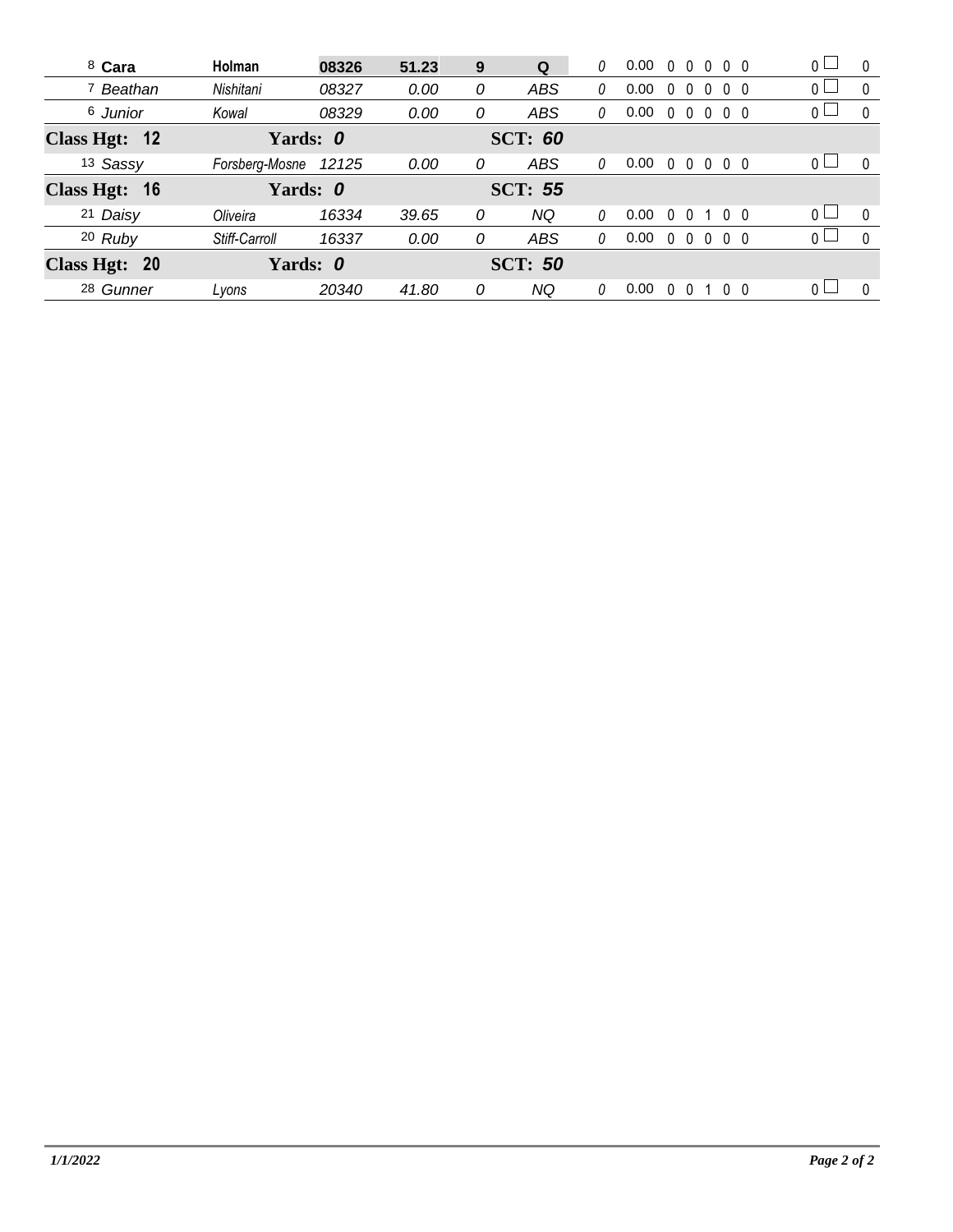| | | | | | | | | | | | | | | | |
|---|---|---|---|---|---|---|---|---|---|---|---|---|---|---|---|
| 8 **Cara** | **Holman** | **08326** | **51.23** | **9** | **Q** | 0 | 0.00 | 0 | 0 | 0 | 0 | 0 | | 0 ☐ | 0 |
| 7 *Beathan* | *Nishitani* | *08327* | *0.00* | *0* | *ABS* | 0 | 0.00 | 0 | 0 | 0 | 0 | 0 | | 0 ☐ | 0 |
| 6 *Junior* | *Kowal* | *08329* | *0.00* | *0* | *ABS* | 0 | 0.00 | 0 | 0 | 0 | 0 | 0 | | 0 ☐ | 0 |
| **Class Hgt: 12** | | **Yards: *0*** | | | **SCT: *60*** | | | | | | | | | | |
| 13 *Sassy* | *Forsberg-Mosne* | *12125* | *0.00* | *0* | *ABS* | 0 | 0.00 | 0 | 0 | 0 | 0 | 0 | | 0 ☐ | 0 |
| **Class Hgt: 16** | | **Yards: *0*** | | | **SCT: *55*** | | | | | | | | | | |
| 21 *Daisy* | *Oliveira* | *16334* | *39.65* | *0* | *NQ* | 0 | 0.00 | 0 | 0 | 1 | 0 | 0 | | 0 ☐ | 0 |
| 20 *Ruby* | *Stiff-Carroll* | *16337* | *0.00* | *0* | *ABS* | 0 | 0.00 | 0 | 0 | 0 | 0 | 0 | | 0 ☐ | 0 |
| **Class Hgt: 20** | | **Yards: *0*** | | | **SCT: *50*** | | | | | | | | | | |
| 28 *Gunner* | *Lyons* | *20340* | *41.80* | *0* | *NQ* | 0 | 0.00 | 0 | 0 | 1 | 0 | 0 | | 0 ☐ | 0 |

*1/1/2022*